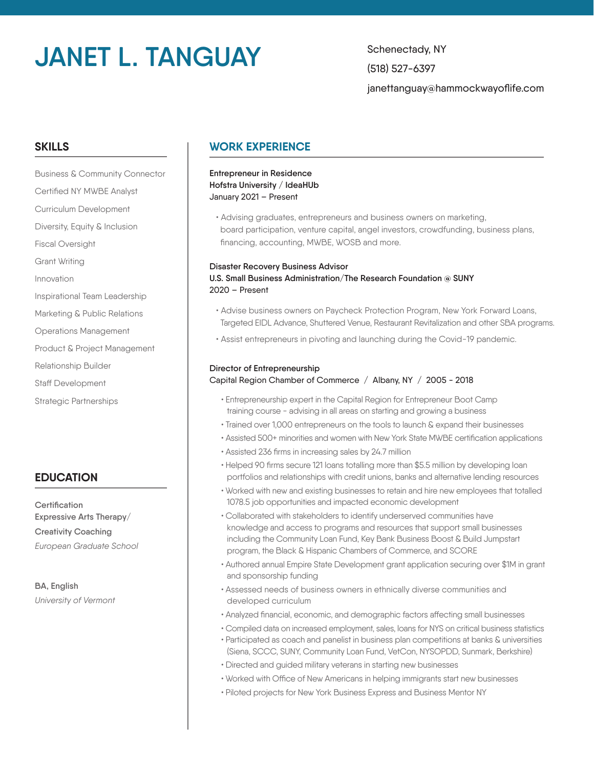# JANET L. TANGUAY

Schenectady, NY

(518) 527-6397

janettanguay@hammockwayoflife.com

## SKILLS

Business & Community Connector

Certified NY MWBE Analyst

Curriculum Development

Diversity, Equity & Inclusion

Fiscal Oversight

Grant Writing

Innovation

Inspirational Team Leadership

Marketing & Public Relations

Operations Management

Product & Project Management

Relationship Builder

Staff Development

Strategic Partnerships

## EDUCATION

**Certification**
**Expressive Arts Therapy/ Creativity Coaching**
*European Graduate School*

**BA, English**
*University of Vermont*

## WORK EXPERIENCE

**Entrepreneur in Residence**
**Hofstra University / IdeaHUb**
January 2021 – Present

- Advising graduates, entrepreneurs and business owners on marketing, board participation, venture capital, angel investors, crowdfunding, business plans, financing, accounting, MWBE, WOSB and more.

**Disaster Recovery Business Advisor**
**U.S. Small Business Administration/The Research Foundation @ SUNY**
2020 – Present

- Advise business owners on Paycheck Protection Program, New York Forward Loans, Targeted EIDL Advance, Shuttered Venue, Restaurant Revitalization and other SBA programs.
- Assist entrepreneurs in pivoting and launching during the Covid-19 pandemic.

**Director of Entrepreneurship**
Capital Region Chamber of Commerce / Albany, NY / 2005 - 2018

- Entrepreneurship expert in the Capital Region for Entrepreneur Boot Camp training course - advising in all areas on starting and growing a business
- Trained over 1,000 entrepreneurs on the tools to launch & expand their businesses
- Assisted 500+ minorities and women with New York State MWBE certification applications
- Assisted 236 firms in increasing sales by 24.7 million
- Helped 90 firms secure 121 loans totalling more than $5.5 million by developing loan portfolios and relationships with credit unions, banks and alternative lending resources
- Worked with new and existing businesses to retain and hire new employees that totalled 1078.5 job opportunities and impacted economic development
- Collaborated with stakeholders to identify underserved communities have knowledge and access to programs and resources that support small businesses including the Community Loan Fund, Key Bank Business Boost & Build Jumpstart program, the Black & Hispanic Chambers of Commerce, and SCORE
- Authored annual Empire State Development grant application securing over $1M in grant and sponsorship funding
- Assessed needs of business owners in ethnically diverse communities and developed curriculum
- Analyzed financial, economic, and demographic factors affecting small businesses
- Compiled data on increased employment, sales, loans for NYS on critical business statistics
- Participated as coach and panelist in business plan competitions at banks & universities (Siena, SCCC, SUNY, Community Loan Fund, VetCon, NYSOPDD, Sunmark, Berkshire)
- Directed and guided military veterans in starting new businesses
- Worked with Office of New Americans in helping immigrants start new businesses
- Piloted projects for New York Business Express and Business Mentor NY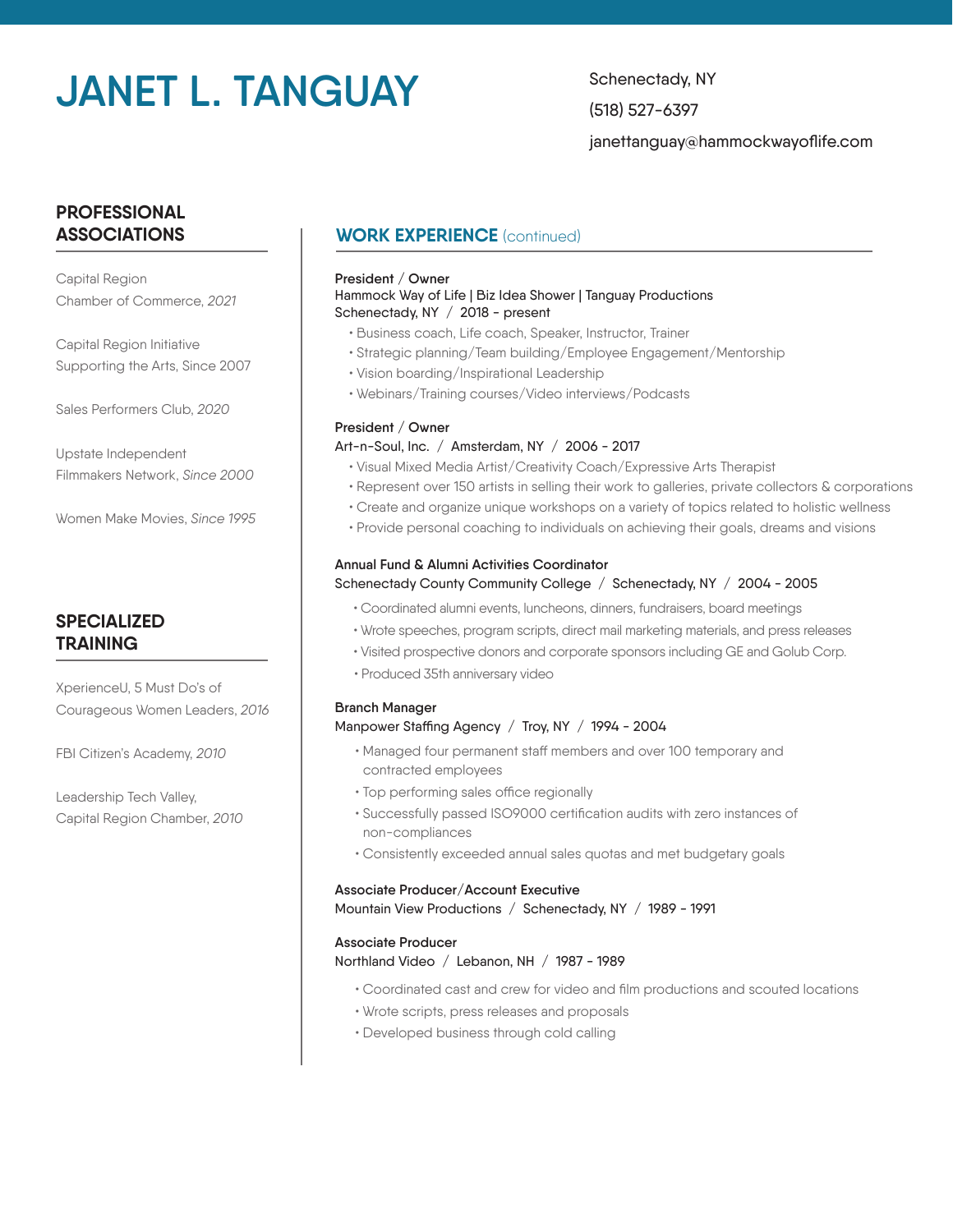# JANET L. TANGUAY

Schenectady, NY

(518) 527-6397

janettanguay@hammockwayoflife.com

## PROFESSIONAL ASSOCIATIONS

Capital Region Chamber of Commerce, *2021*

Capital Region Initiative Supporting the Arts, Since 2007

Sales Performers Club, *2020*

Upstate Independent Filmmakers Network, *Since 2000*

Women Make Movies, *Since 1995*

## SPECIALIZED TRAINING

XperienceU, 5 Must Do's of Courageous Women Leaders, *2016*

FBI Citizen's Academy, *2010*

Leadership Tech Valley, Capital Region Chamber, *2010*

## WORK EXPERIENCE (continued)

**President / Owner**
Hammock Way of Life | Biz Idea Shower | Tanguay Productions
Schenectady, NY / 2018 - present

- Business coach, Life coach, Speaker, Instructor, Trainer
- Strategic planning/Team building/Employee Engagement/Mentorship
- Vision boarding/Inspirational Leadership
- Webinars/Training courses/Video interviews/Podcasts

**President / Owner**
Art-n-Soul, Inc. / Amsterdam, NY / 2006 - 2017

- Visual Mixed Media Artist/Creativity Coach/Expressive Arts Therapist
- Represent over 150 artists in selling their work to galleries, private collectors & corporations
- Create and organize unique workshops on a variety of topics related to holistic wellness
- Provide personal coaching to individuals on achieving their goals, dreams and visions

**Annual Fund & Alumni Activities Coordinator**
Schenectady County Community College / Schenectady, NY / 2004 - 2005

- Coordinated alumni events, luncheons, dinners, fundraisers, board meetings
- Wrote speeches, program scripts, direct mail marketing materials, and press releases
- Visited prospective donors and corporate sponsors including GE and Golub Corp.
- Produced 35th anniversary video

**Branch Manager**
Manpower Staffing Agency / Troy, NY / 1994 - 2004

- Managed four permanent staff members and over 100 temporary and contracted employees
- Top performing sales office regionally
- Successfully passed ISO9000 certification audits with zero instances of non-compliances
- Consistently exceeded annual sales quotas and met budgetary goals

**Associate Producer/Account Executive**
Mountain View Productions / Schenectady, NY / 1989 - 1991

**Associate Producer**
Northland Video / Lebanon, NH / 1987 - 1989

- Coordinated cast and crew for video and film productions and scouted locations
- Wrote scripts, press releases and proposals
- Developed business through cold calling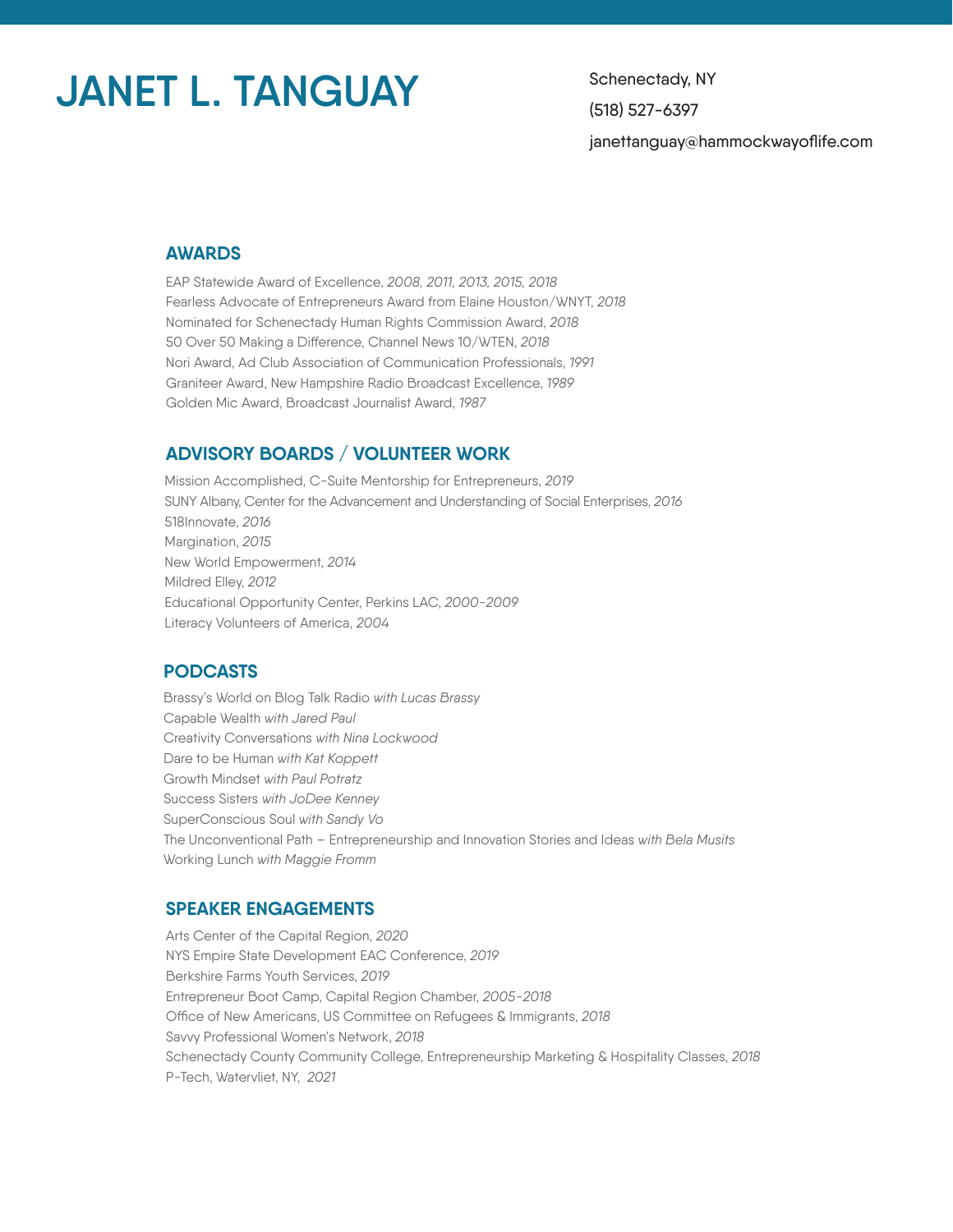# JANET L. TANGUAY

Schenectady, NY

(518) 527-6397

janettanguay@hammockwayoflife.com

## AWARDS

EAP Statewide Award of Excellence, *2008, 2011, 2013, 2015, 2018*
Fearless Advocate of Entrepreneurs Award from Elaine Houston/WNYT, *2018*
Nominated for Schenectady Human Rights Commission Award, *2018*
50 Over 50 Making a Difference, Channel News 10/WTEN, *2018*
Nori Award, Ad Club Association of Communication Professionals, *1991*
Graniteer Award, New Hampshire Radio Broadcast Excellence, *1989*
Golden Mic Award, Broadcast Journalist Award, *1987*

## ADVISORY BOARDS / VOLUNTEER WORK

Mission Accomplished, C-Suite Mentorship for Entrepreneurs, *2019*
SUNY Albany, Center for the Advancement and Understanding of Social Enterprises, *2016*
518Innovate, *2016*
Margination, *2015*
New World Empowerment, *2014*
Mildred Elley, *2012*
Educational Opportunity Center, Perkins LAC, *2000-2009*
Literacy Volunteers of America, *2004*

## PODCASTS

Brassy's World on Blog Talk Radio *with Lucas Brassy*
Capable Wealth *with Jared Paul*
Creativity Conversations *with Nina Lockwood*
Dare to be Human *with Kat Koppett*
Growth Mindset *with Paul Potratz*
Success Sisters *with JoDee Kenney*
SuperConscious Soul *with Sandy Vo*
The Unconventional Path – Entrepreneurship and Innovation Stories and Ideas *with Bela Musits*
Working Lunch *with Maggie Fromm*

## SPEAKER ENGAGEMENTS

Arts Center of the Capital Region, *2020*
NYS Empire State Development EAC Conference, *2019*
Berkshire Farms Youth Services, *2019*
Entrepreneur Boot Camp, Capital Region Chamber, *2005-2018*
Office of New Americans, US Committee on Refugees & Immigrants, *2018*
Savvy Professional Women's Network, *2018*
Schenectady County Community College, Entrepreneurship Marketing & Hospitality Classes, *2018*
P-Tech, Watervliet, NY, *2021*